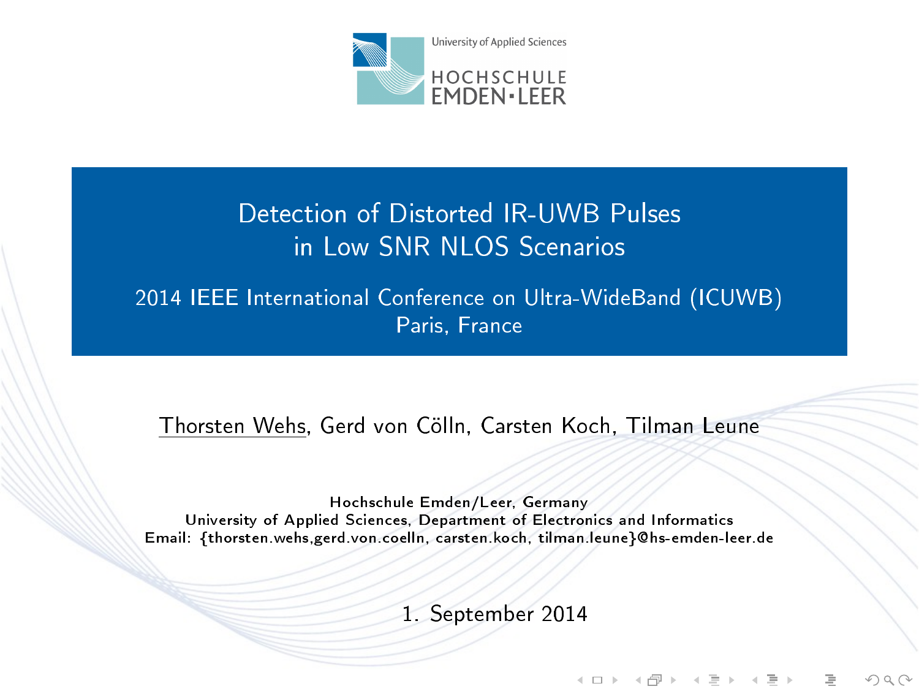University of Applied Sciences

HOCHSCHULE EMDEN·LEER

# Detection of Distorted IR-UWB Pulses in Low SNR NLOS Scenarios

## 2014 IEEE International Conference on Ultra-WideBand (ICUWB) Paris, France

Thorsten Wehs, Gerd von Cölln, Carsten Koch, Tilman Leune

Hochschule Emden/Leer, Germany
University of Applied Sciences, Department of Electronics and Informatics
Email: {thorsten.wehs,gerd.von.coelln, carsten.koch, tilman.leune}@hs-emden-leer.de

1. September 2014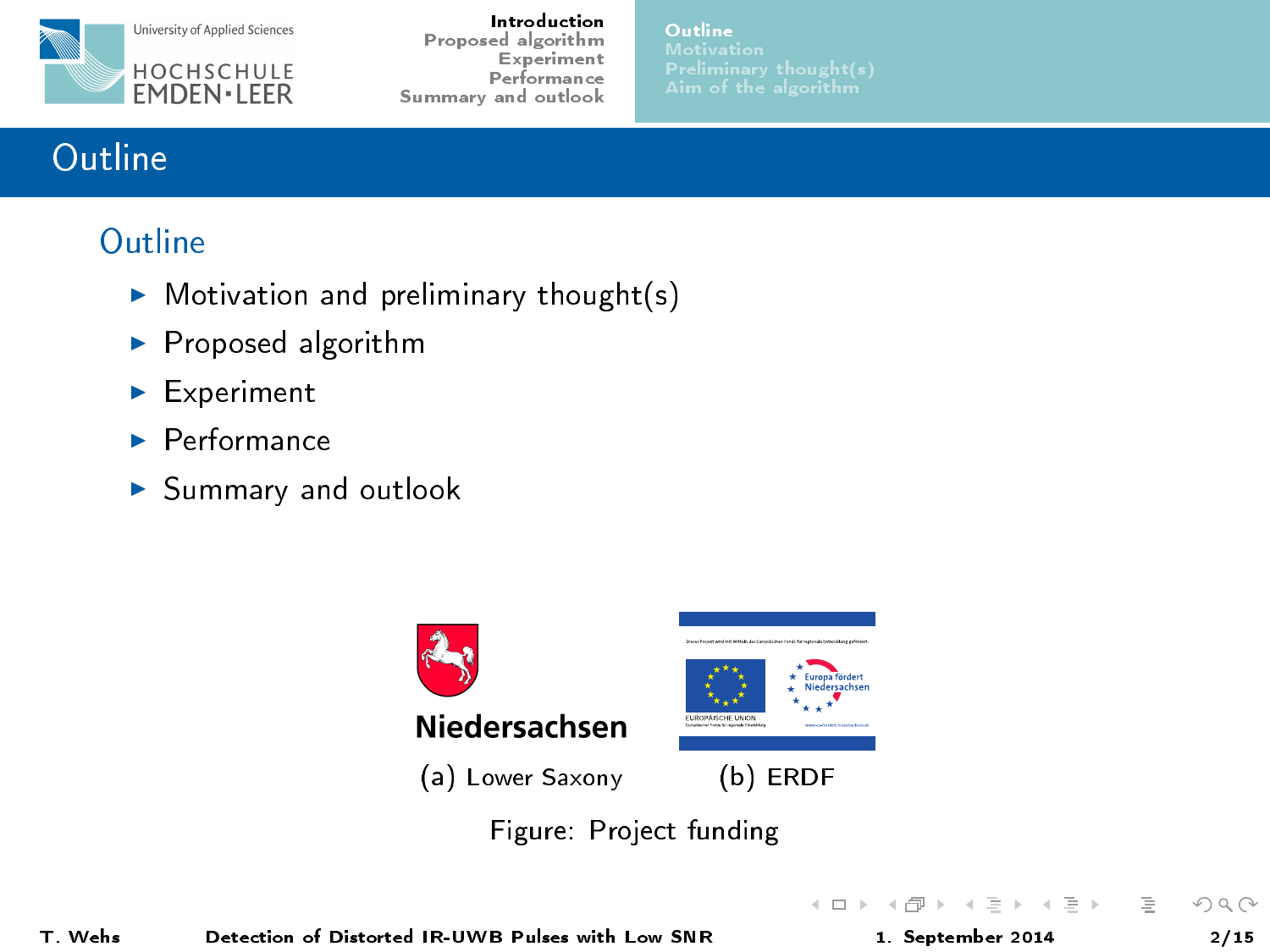# Outline

## Outline

- Motivation and preliminary thought(s)
- Proposed algorithm
- Experiment
- Performance
- Summary and outlook

(a) Lower Saxony (b) ERDF

Figure: Project funding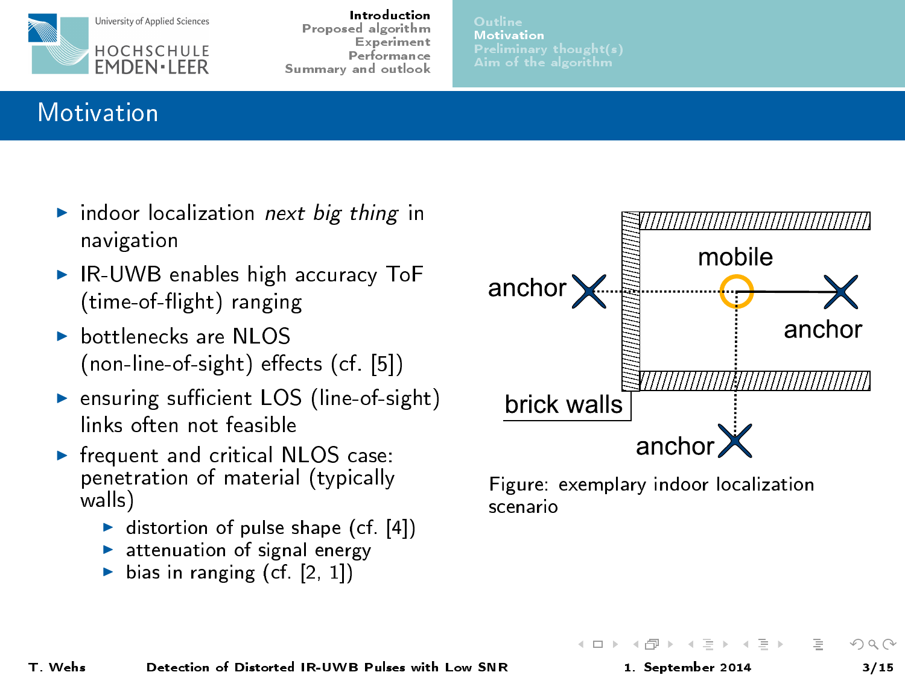# Motivation

- indoor localization *next big thing* in navigation
- IR-UWB enables high accuracy ToF (time-of-flight) ranging
- bottlenecks are NLOS (non-line-of-sight) effects (cf. [5])
- ensuring sufficient LOS (line-of-sight) links often not feasible
- frequent and critical NLOS case: penetration of material (typically walls)
  - distortion of pulse shape (cf. [4])
  - attenuation of signal energy
  - bias in ranging (cf. [2, 1])

Figure: exemplary indoor localization scenario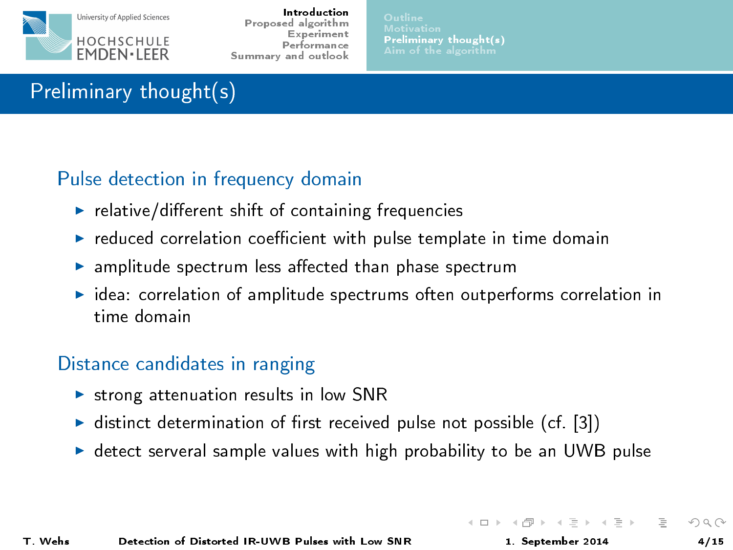# Preliminary thought(s)

## Pulse detection in frequency domain

- relative/different shift of containing frequencies
- reduced correlation coefficient with pulse template in time domain
- amplitude spectrum less affected than phase spectrum
- idea: correlation of amplitude spectrums often outperforms correlation in time domain

## Distance candidates in ranging

- strong attenuation results in low SNR
- distinct determination of first received pulse not possible (cf. [3])
- detect serveral sample values with high probability to be an UWB pulse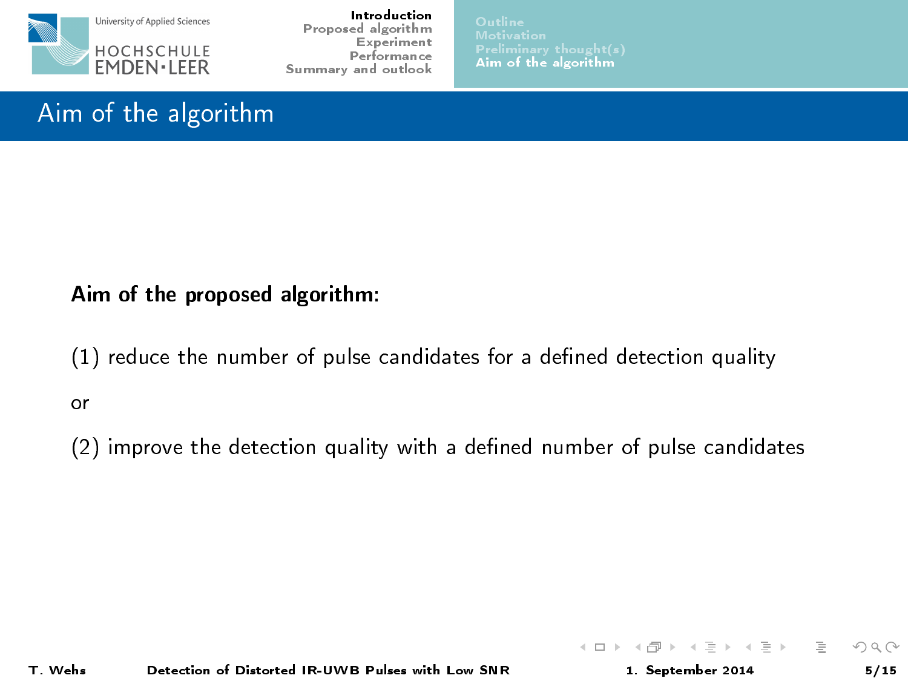# Aim of the algorithm

**Aim of the proposed algorithm:**

(1) reduce the number of pulse candidates for a defined detection quality

or

(2) improve the detection quality with a defined number of pulse candidates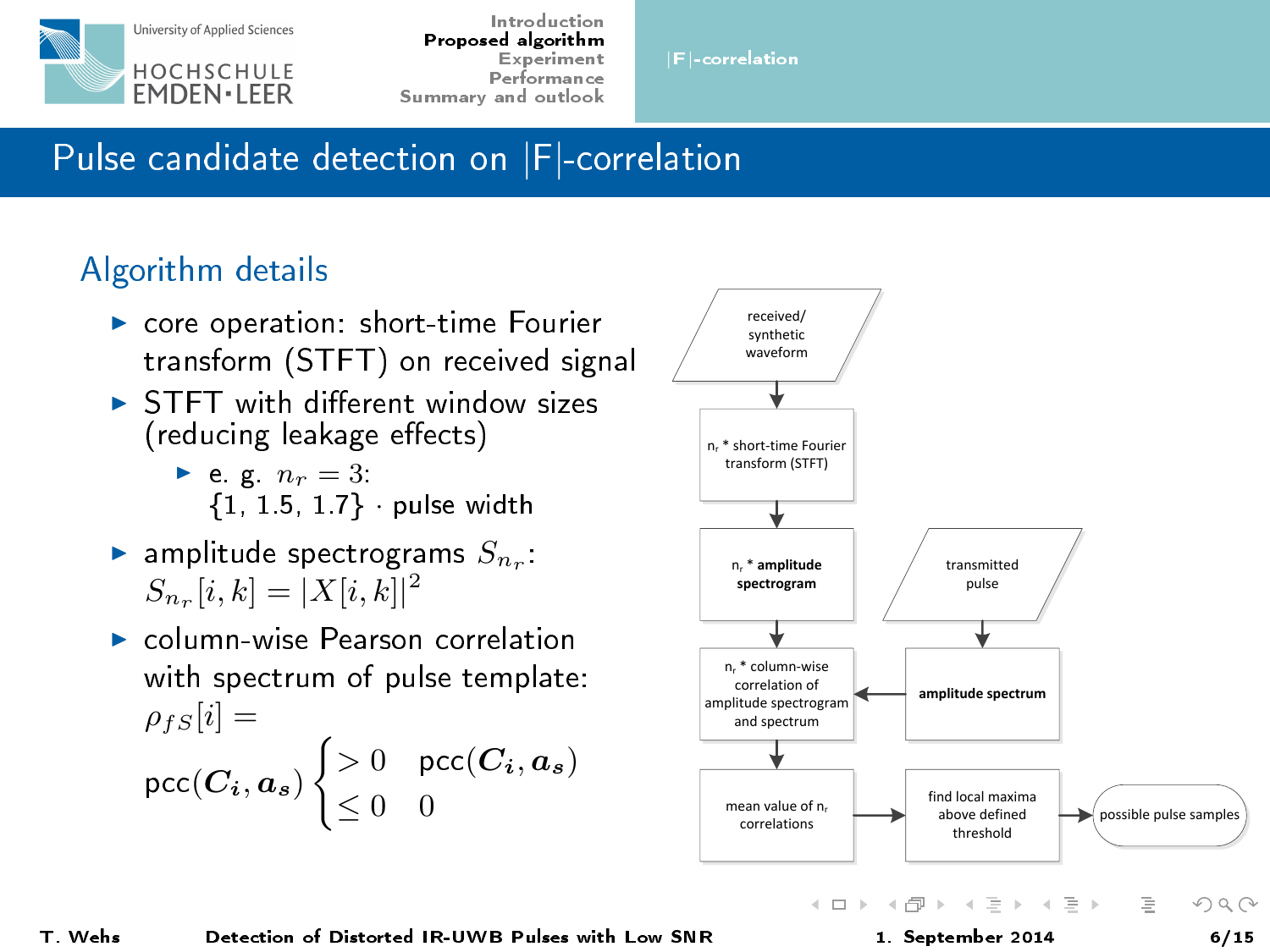# Pulse candidate detection on |F|-correlation

## Algorithm details

- core operation: short-time Fourier transform (STFT) on received signal
- STFT with different window sizes (reducing leakage effects)
  - e. g. $n_r = 3$: $\{1, 1.5, 1.7\} \cdot$ pulse width
- amplitude spectrograms $S_{n_r}$: $S_{n_r}[i,k] = |X[i,k]|^2$
- column-wise Pearson correlation with spectrum of pulse template:

$$\rho_{fS}[i] = \text{pcc}(\boldsymbol{C_i}, \boldsymbol{a_s}) \begin{cases} > 0 & \text{pcc}(\boldsymbol{C_i}, \boldsymbol{a_s}) \\ \leq 0 & 0 \end{cases}$$

received/synthetic waveform → $n_r$ * short-time Fourier transform (STFT) → $n_r$ * **amplitude spectrogram** → $n_r$ * column-wise correlation of amplitude spectrogram and spectrum → mean value of $n_r$ correlations → find local maxima above defined threshold → possible pulse samples

transmitted pulse → **amplitude spectrum** → $n_r$ * column-wise correlation of amplitude spectrogram and spectrum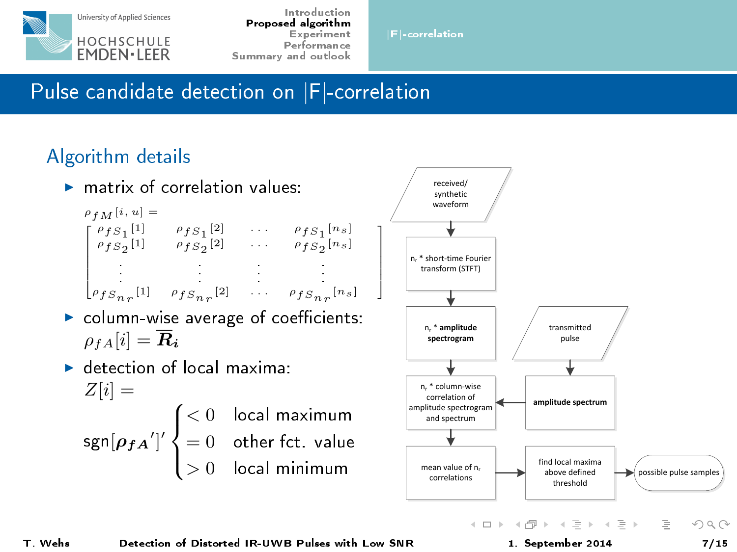# Pulse candidate detection on |F|-correlation

## Algorithm details

- matrix of correlation values:

$$\rho_{fM}[i,u] = \begin{bmatrix} \rho_{fS_1}[1] & \rho_{fS_1}[2] & \cdots & \rho_{fS_1}[n_s] \\ \rho_{fS_2}[1] & \rho_{fS_2}[2] & \cdots & \rho_{fS_2}[n_s] \\ \vdots & \vdots & \vdots & \vdots \\ \rho_{fS_{n_r}}[1] & \rho_{fS_{n_r}}[2] & \cdots & \rho_{fS_{n_r}}[n_s] \end{bmatrix}$$

- column-wise average of coefficients: $\rho_{fA}[i] = \overline{\boldsymbol{R}_i}$
- detection of local maxima: $Z[i] =$

$$\mathrm{sgn}[\boldsymbol{\rho_{fA}}']' \begin{cases} < 0 & \text{local maximum} \\ = 0 & \text{other fct. value} \\ > 0 & \text{local minimum} \end{cases}$$

Flowchart:

- received/synthetic waveform → $n_r$ * short-time Fourier transform (STFT) → $n_r$ * **amplitude spectrogram** → $n_r$ * column-wise correlation of amplitude spectrogram and spectrum → mean value of $n_r$ correlations → find local maxima above defined threshold → possible pulse samples
- transmitted pulse → **amplitude spectrum** → $n_r$ * column-wise correlation of amplitude spectrogram and spectrum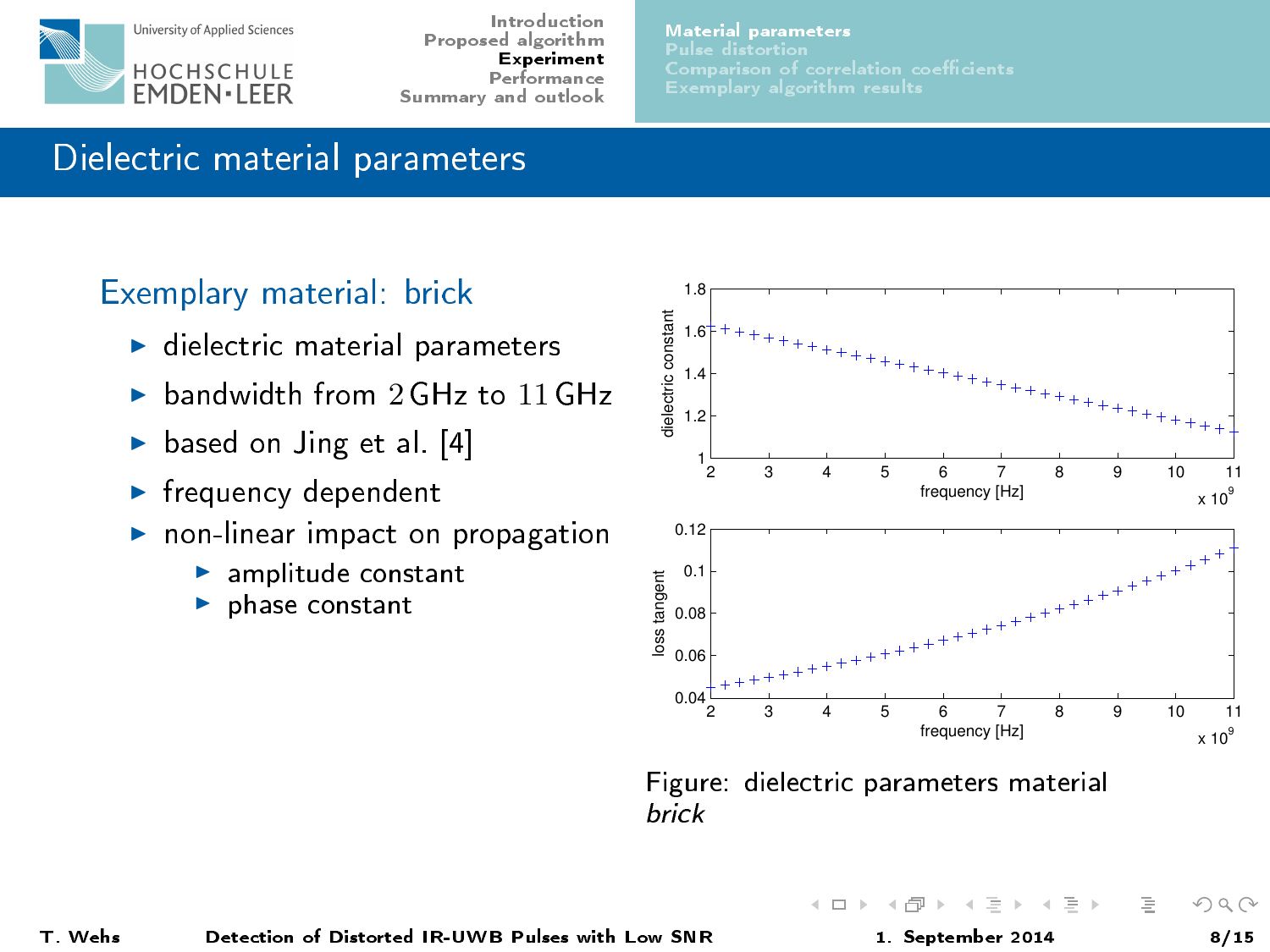# Dielectric material parameters

## Exemplary material: brick

- dielectric material parameters
- bandwidth from $2$ GHz to $11$ GHz
- based on Jing et al. [4]
- frequency dependent
- non-linear impact on propagation
  - amplitude constant
  - phase constant

Figure: dielectric parameters material *brick*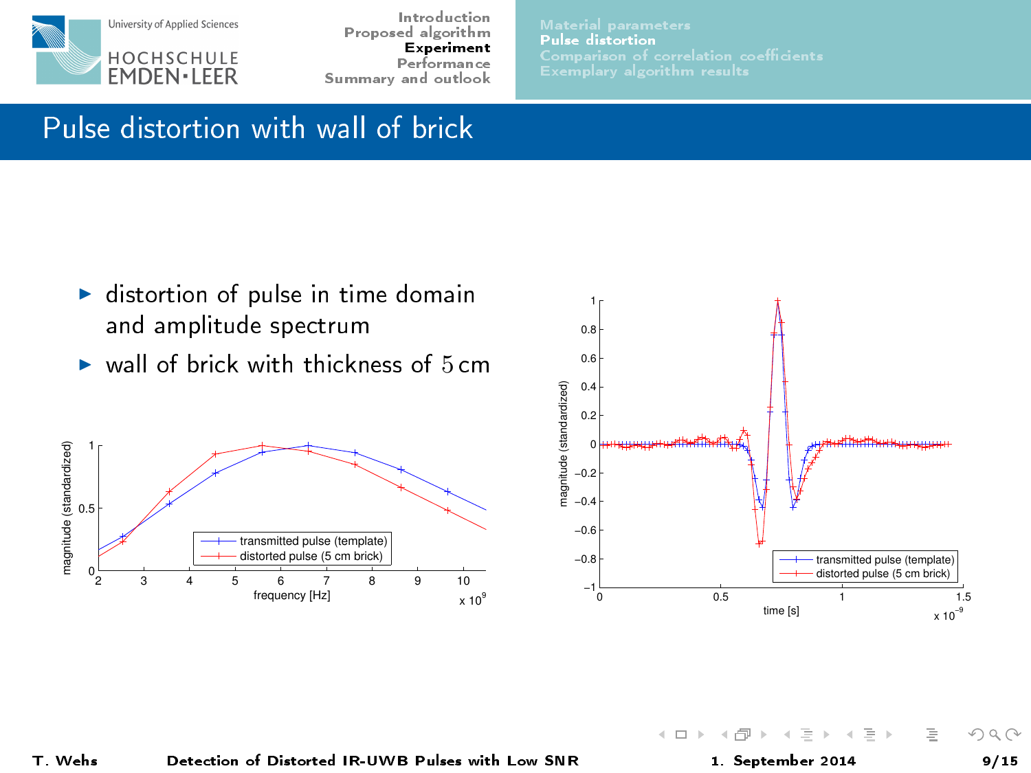# Pulse distortion with wall of brick

- distortion of pulse in time domain and amplitude spectrum
- wall of brick with thickness of $5\,\text{cm}$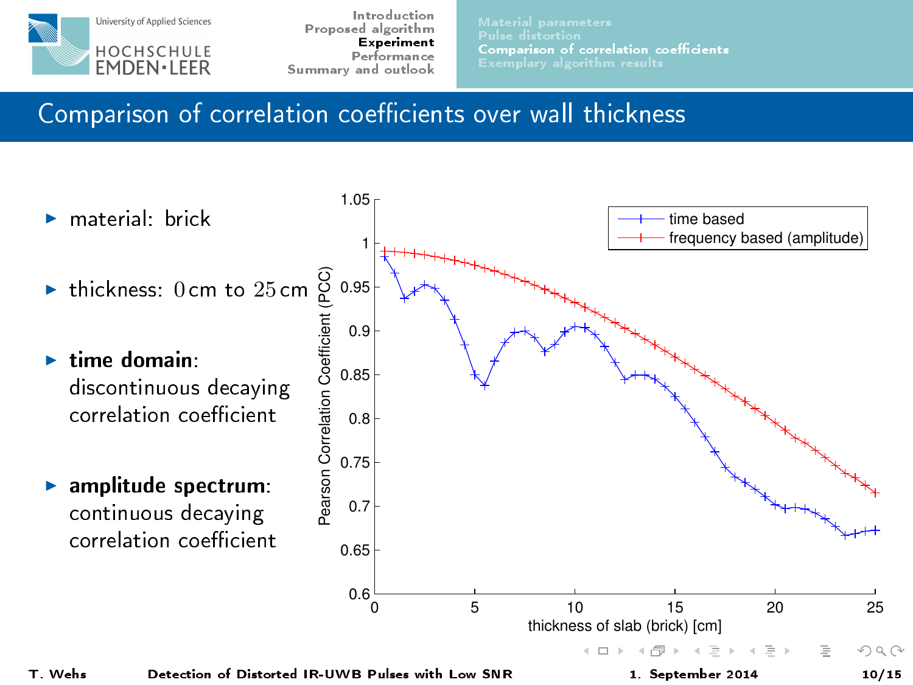# Comparison of correlation coefficients over wall thickness

- material: brick
- thickness: 0 cm to 25 cm
- **time domain**: discontinuous decaying correlation coefficient
- **amplitude spectrum**: continuous decaying correlation coefficient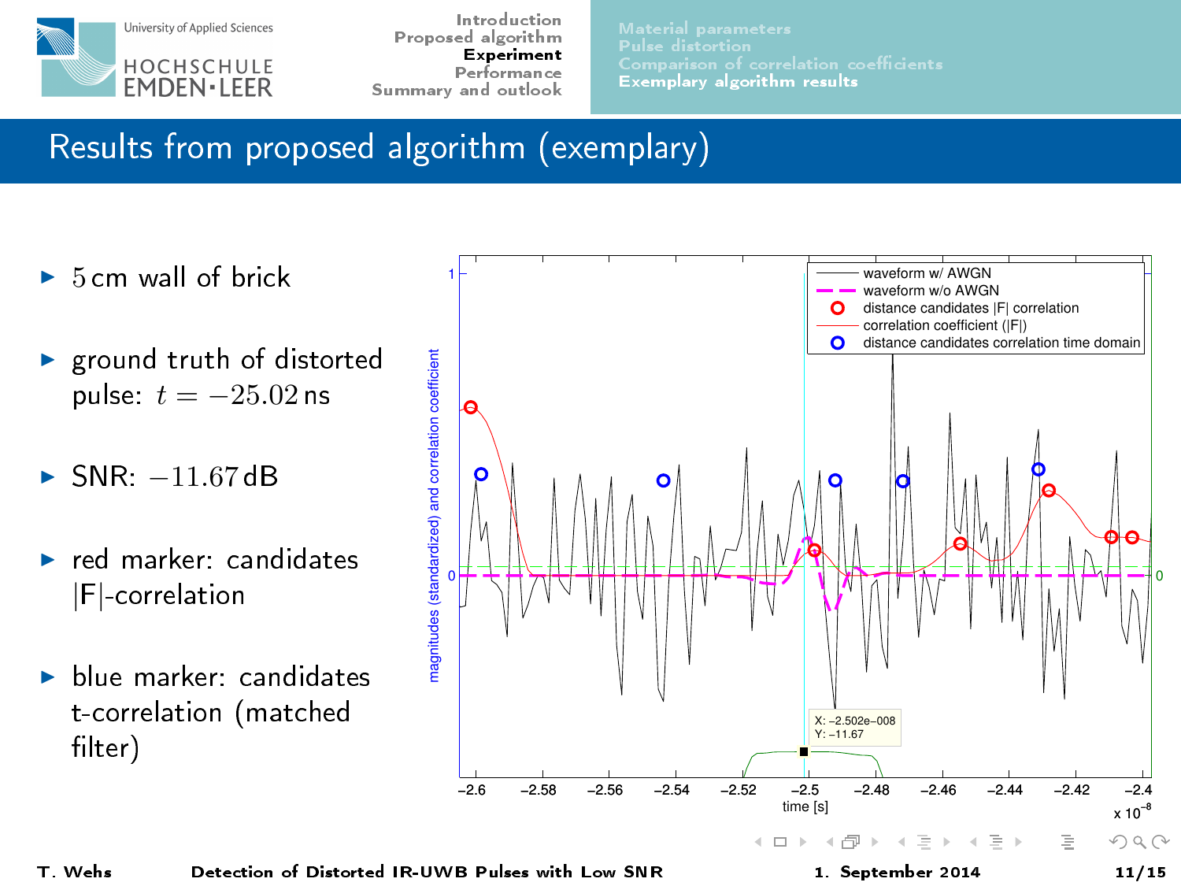# Results from proposed algorithm (exemplary)

- 5 cm wall of brick
- ground truth of distorted pulse: $t = -25.02$ ns
- SNR: $-11.67$ dB
- red marker: candidates |F|-correlation
- blue marker: candidates t-correlation (matched filter)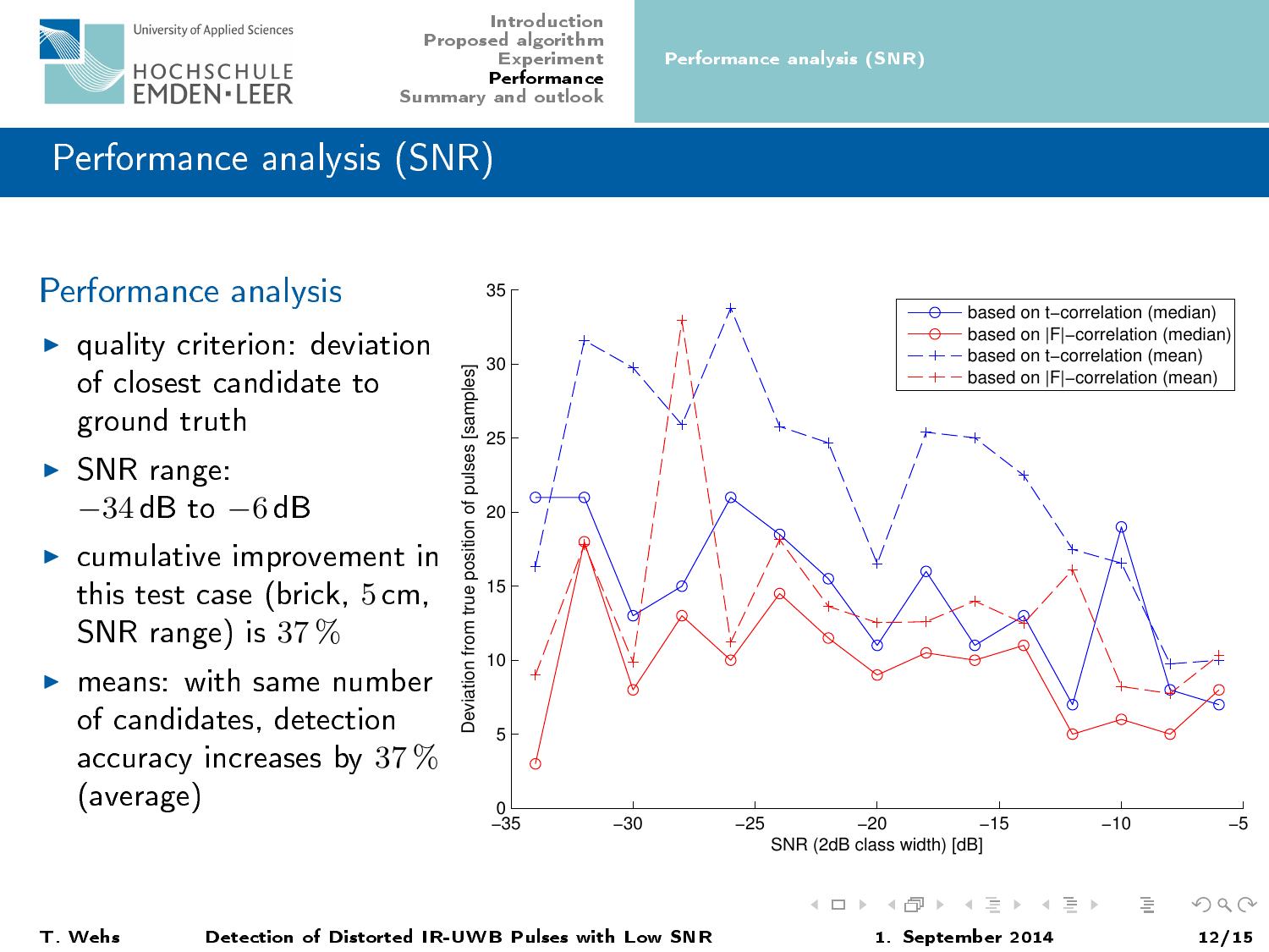# Performance analysis (SNR)

## Performance analysis

- quality criterion: deviation of closest candidate to ground truth
- SNR range: $-34$ dB to $-6$ dB
- cumulative improvement in this test case (brick, 5 cm, SNR range) is 37 %
- means: with same number of candidates, detection accuracy increases by 37 % (average)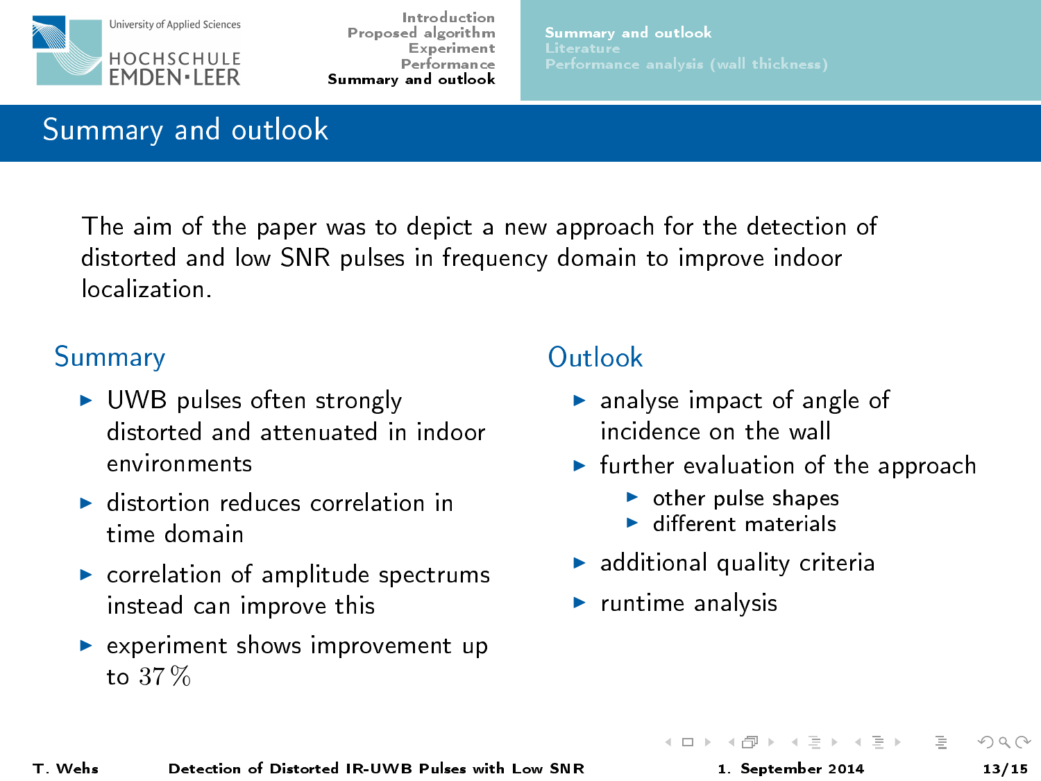# Summary and outlook

The aim of the paper was to depict a new approach for the detection of distorted and low SNR pulses in frequency domain to improve indoor localization.

## Summary

- UWB pulses often strongly distorted and attenuated in indoor environments
- distortion reduces correlation in time domain
- correlation of amplitude spectrums instead can improve this
- experiment shows improvement up to $37\,\%$

## Outlook

- analyse impact of angle of incidence on the wall
- further evaluation of the approach
  - other pulse shapes
  - different materials
- additional quality criteria
- runtime analysis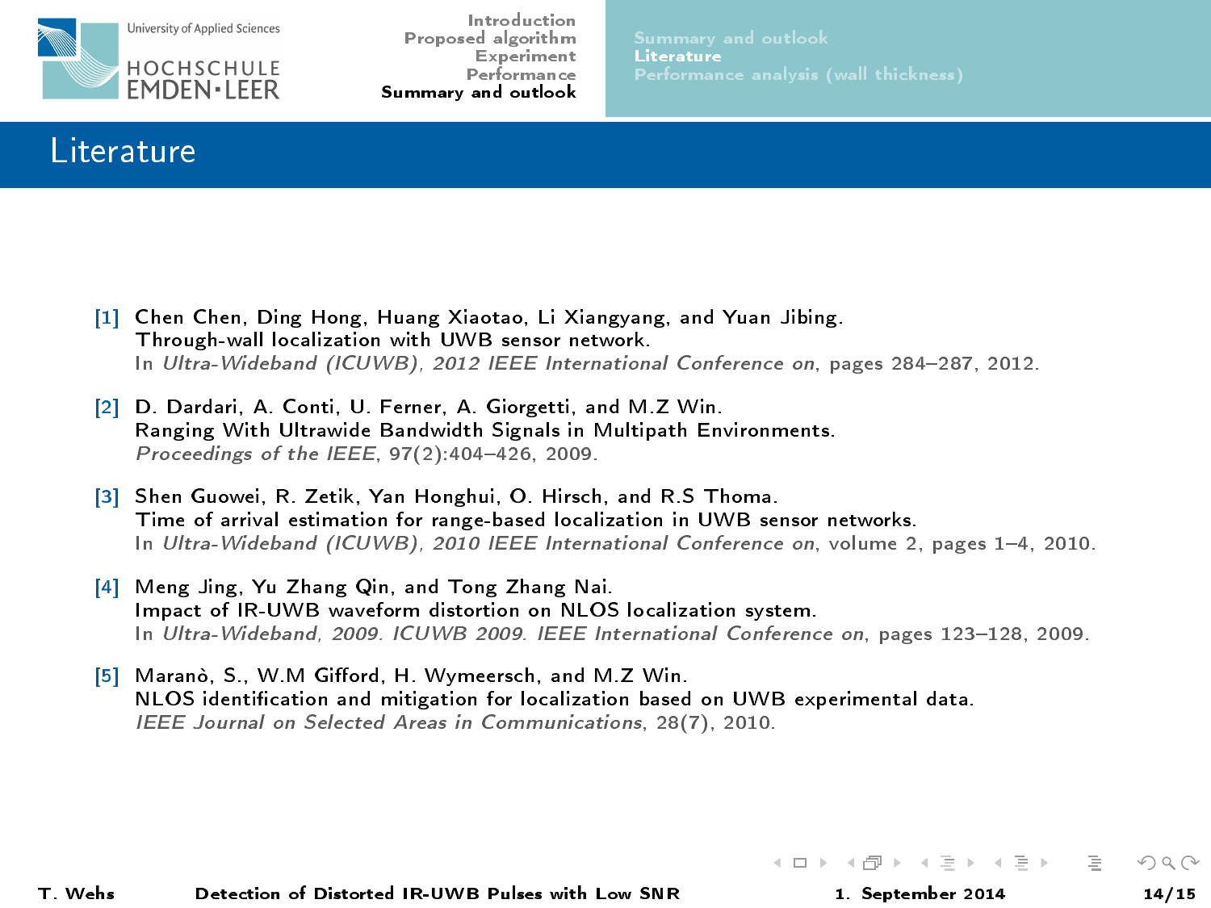# Literature

[1] Chen Chen, Ding Hong, Huang Xiaotao, Li Xiangyang, and Yuan Jibing.
Through-wall localization with UWB sensor network.
In *Ultra-Wideband (ICUWB), 2012 IEEE International Conference on*, pages 284–287, 2012.

[2] D. Dardari, A. Conti, U. Ferner, A. Giorgetti, and M.Z Win.
Ranging With Ultrawide Bandwidth Signals in Multipath Environments.
*Proceedings of the IEEE*, 97(2):404–426, 2009.

[3] Shen Guowei, R. Zetik, Yan Honghui, O. Hirsch, and R.S Thoma.
Time of arrival estimation for range-based localization in UWB sensor networks.
In *Ultra-Wideband (ICUWB), 2010 IEEE International Conference on*, volume 2, pages 1–4, 2010.

[4] Meng Jing, Yu Zhang Qin, and Tong Zhang Nai.
Impact of IR-UWB waveform distortion on NLOS localization system.
In *Ultra-Wideband, 2009. ICUWB 2009. IEEE International Conference on*, pages 123–128, 2009.

[5] Maranò, S., W.M Gifford, H. Wymeersch, and M.Z Win.
NLOS identification and mitigation for localization based on UWB experimental data.
*IEEE Journal on Selected Areas in Communications*, 28(7), 2010.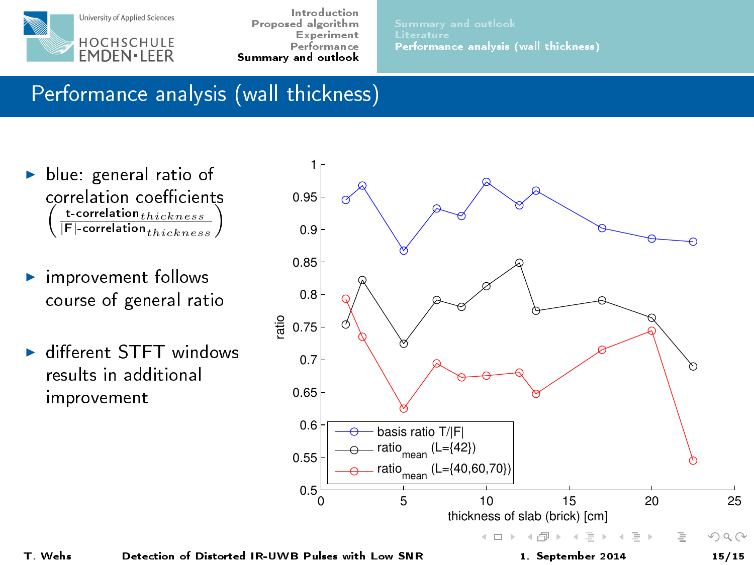# Performance analysis (wall thickness)

- blue: general ratio of correlation coefficients $\left(\frac{\text{t-correlation}_{thickness}}{|\text{F}|\text{-correlation}_{thickness}}\right)$
- improvement follows course of general ratio
- different STFT windows results in additional improvement

ratio

1
0.95
0.9
0.85
0.8
0.75
0.7
0.65
0.6
0.55
0.5

0
5
10
15
20
25

thickness of slab (brick) [cm]

basis ratio T/|F|
$\text{ratio}_{\text{mean}}$ (L={42})
$\text{ratio}_{\text{mean}}$ (L={40,60,70})